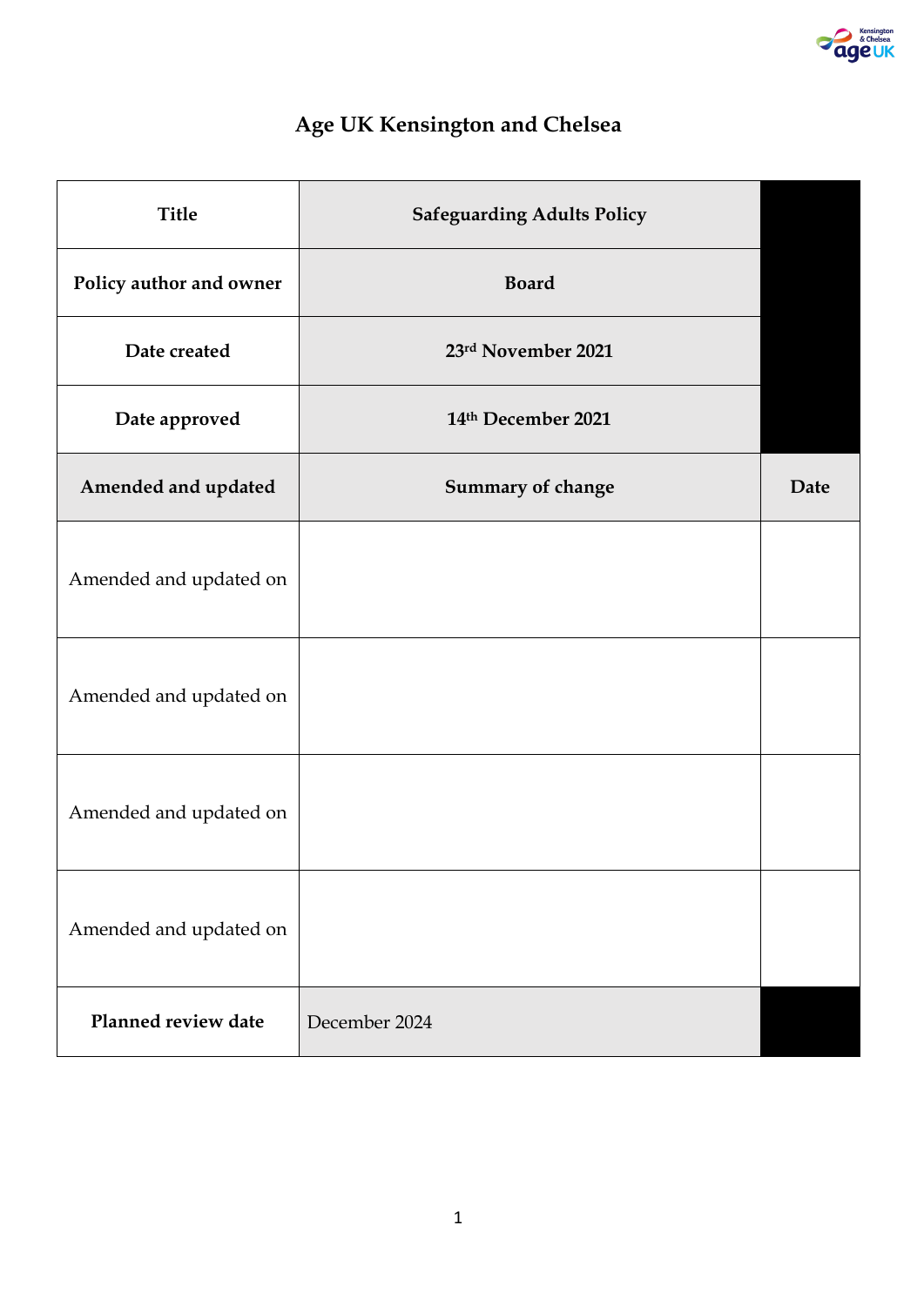# Age UK Kensington and Chelsea

| Title | Safeguarding Adults Policy | |
|---|---|---|
| Policy author and owner | Board | |
| Date created | 23rd November 2021 | |
| Date approved | 14th December 2021 | |
| **Amended and updated** | **Summary of change** | **Date** |
| Amended and updated on | | |
| Amended and updated on | | |
| Amended and updated on | | |
| Amended and updated on | | |
| **Planned review date** | December 2024 | |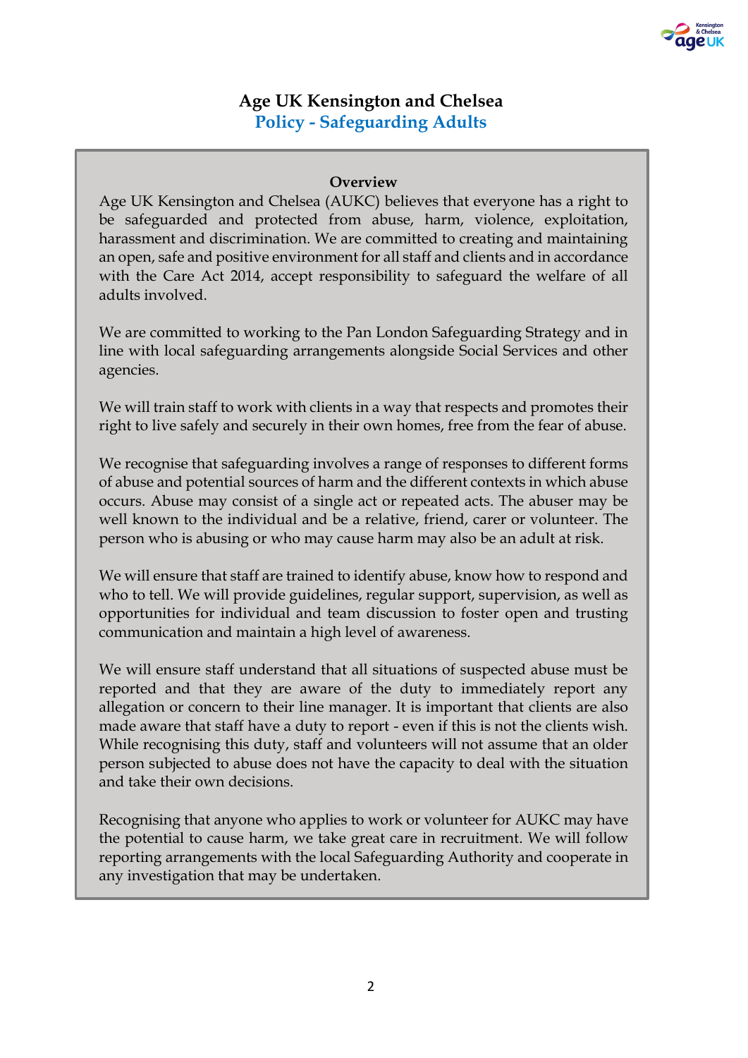# Age UK Kensington and Chelsea

## Policy - Safeguarding Adults

### Overview

Age UK Kensington and Chelsea (AUKC) believes that everyone has a right to be safeguarded and protected from abuse, harm, violence, exploitation, harassment and discrimination. We are committed to creating and maintaining an open, safe and positive environment for all staff and clients and in accordance with the Care Act 2014, accept responsibility to safeguard the welfare of all adults involved.

We are committed to working to the Pan London Safeguarding Strategy and in line with local safeguarding arrangements alongside Social Services and other agencies.

We will train staff to work with clients in a way that respects and promotes their right to live safely and securely in their own homes, free from the fear of abuse.

We recognise that safeguarding involves a range of responses to different forms of abuse and potential sources of harm and the different contexts in which abuse occurs. Abuse may consist of a single act or repeated acts. The abuser may be well known to the individual and be a relative, friend, carer or volunteer. The person who is abusing or who may cause harm may also be an adult at risk.

We will ensure that staff are trained to identify abuse, know how to respond and who to tell. We will provide guidelines, regular support, supervision, as well as opportunities for individual and team discussion to foster open and trusting communication and maintain a high level of awareness.

We will ensure staff understand that all situations of suspected abuse must be reported and that they are aware of the duty to immediately report any allegation or concern to their line manager. It is important that clients are also made aware that staff have a duty to report - even if this is not the clients wish. While recognising this duty, staff and volunteers will not assume that an older person subjected to abuse does not have the capacity to deal with the situation and take their own decisions.

Recognising that anyone who applies to work or volunteer for AUKC may have the potential to cause harm, we take great care in recruitment. We will follow reporting arrangements with the local Safeguarding Authority and cooperate in any investigation that may be undertaken.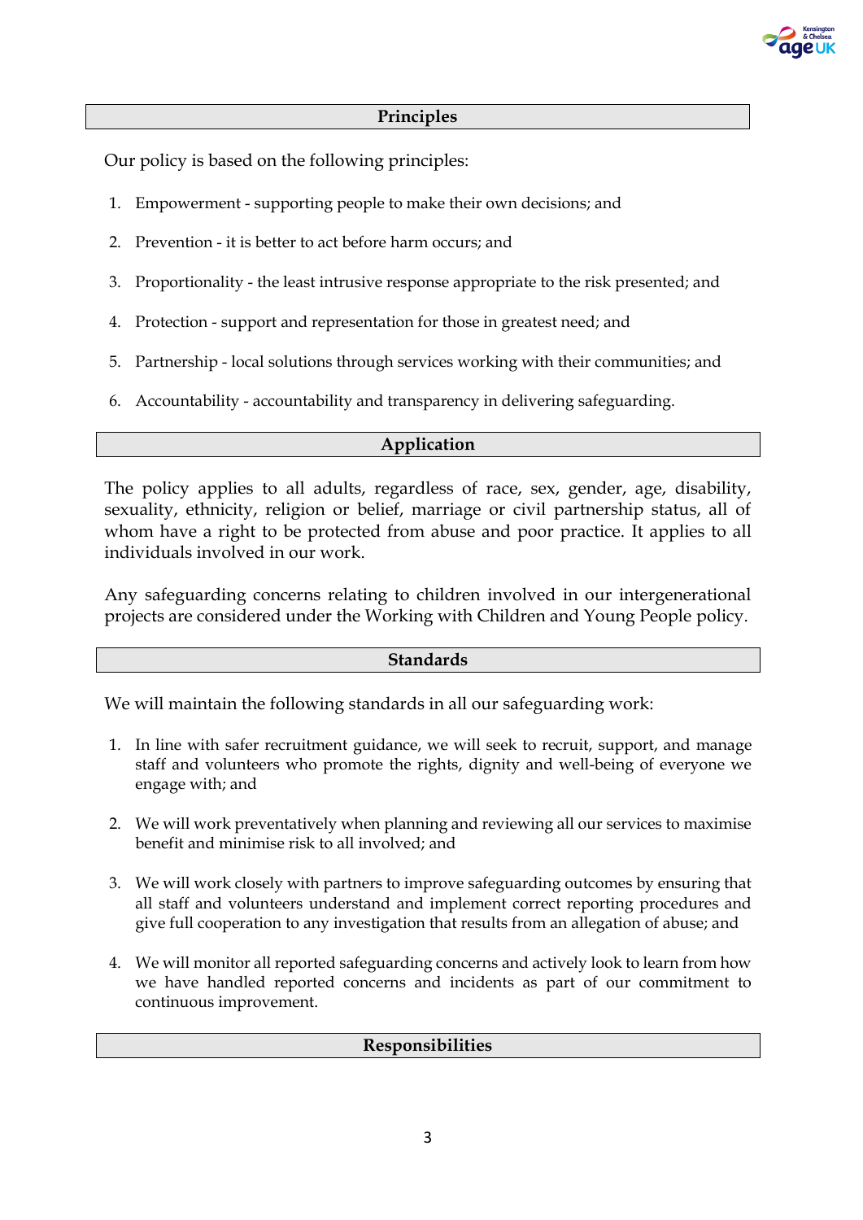## Principles

Our policy is based on the following principles:

1. Empowerment - supporting people to make their own decisions; and
2. Prevention - it is better to act before harm occurs; and
3. Proportionality - the least intrusive response appropriate to the risk presented; and
4. Protection - support and representation for those in greatest need; and
5. Partnership - local solutions through services working with their communities; and
6. Accountability - accountability and transparency in delivering safeguarding.

## Application

The policy applies to all adults, regardless of race, sex, gender, age, disability, sexuality, ethnicity, religion or belief, marriage or civil partnership status, all of whom have a right to be protected from abuse and poor practice. It applies to all individuals involved in our work.

Any safeguarding concerns relating to children involved in our intergenerational projects are considered under the Working with Children and Young People policy.

## Standards

We will maintain the following standards in all our safeguarding work:

1. In line with safer recruitment guidance, we will seek to recruit, support, and manage staff and volunteers who promote the rights, dignity and well-being of everyone we engage with; and
2. We will work preventatively when planning and reviewing all our services to maximise benefit and minimise risk to all involved; and
3. We will work closely with partners to improve safeguarding outcomes by ensuring that all staff and volunteers understand and implement correct reporting procedures and give full cooperation to any investigation that results from an allegation of abuse; and
4. We will monitor all reported safeguarding concerns and actively look to learn from how we have handled reported concerns and incidents as part of our commitment to continuous improvement.

## Responsibilities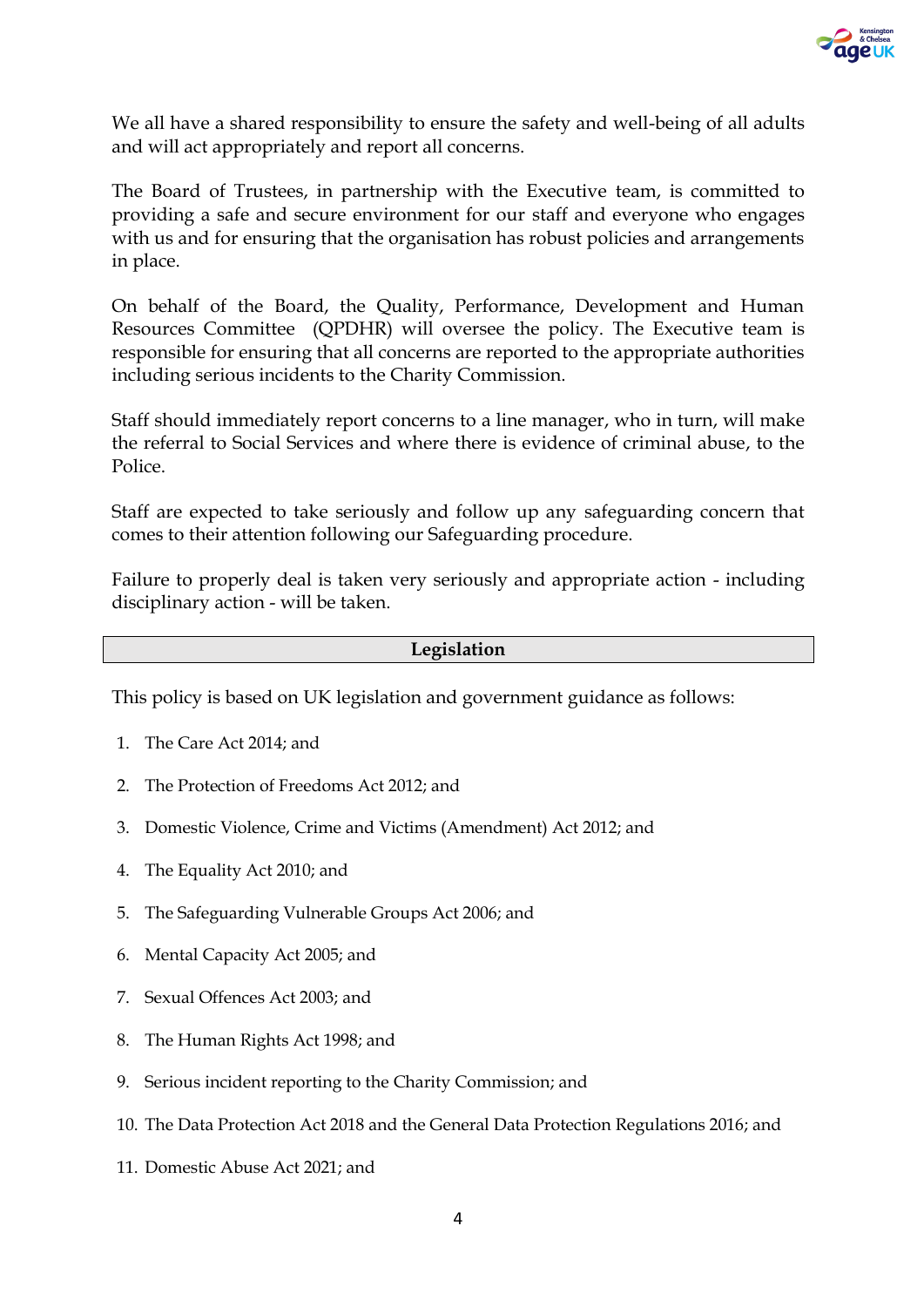We all have a shared responsibility to ensure the safety and well-being of all adults and will act appropriately and report all concerns.

The Board of Trustees, in partnership with the Executive team, is committed to providing a safe and secure environment for our staff and everyone who engages with us and for ensuring that the organisation has robust policies and arrangements in place.

On behalf of the Board, the Quality, Performance, Development and Human Resources Committee (QPDHR) will oversee the policy. The Executive team is responsible for ensuring that all concerns are reported to the appropriate authorities including serious incidents to the Charity Commission.

Staff should immediately report concerns to a line manager, who in turn, will make the referral to Social Services and where there is evidence of criminal abuse, to the Police.

Staff are expected to take seriously and follow up any safeguarding concern that comes to their attention following our Safeguarding procedure.

Failure to properly deal is taken very seriously and appropriate action - including disciplinary action - will be taken.

## Legislation

This policy is based on UK legislation and government guidance as follows:

1. The Care Act 2014; and
2. The Protection of Freedoms Act 2012; and
3. Domestic Violence, Crime and Victims (Amendment) Act 2012; and
4. The Equality Act 2010; and
5. The Safeguarding Vulnerable Groups Act 2006; and
6. Mental Capacity Act 2005; and
7. Sexual Offences Act 2003; and
8. The Human Rights Act 1998; and
9. Serious incident reporting to the Charity Commission; and
10. The Data Protection Act 2018 and the General Data Protection Regulations 2016; and
11. Domestic Abuse Act 2021; and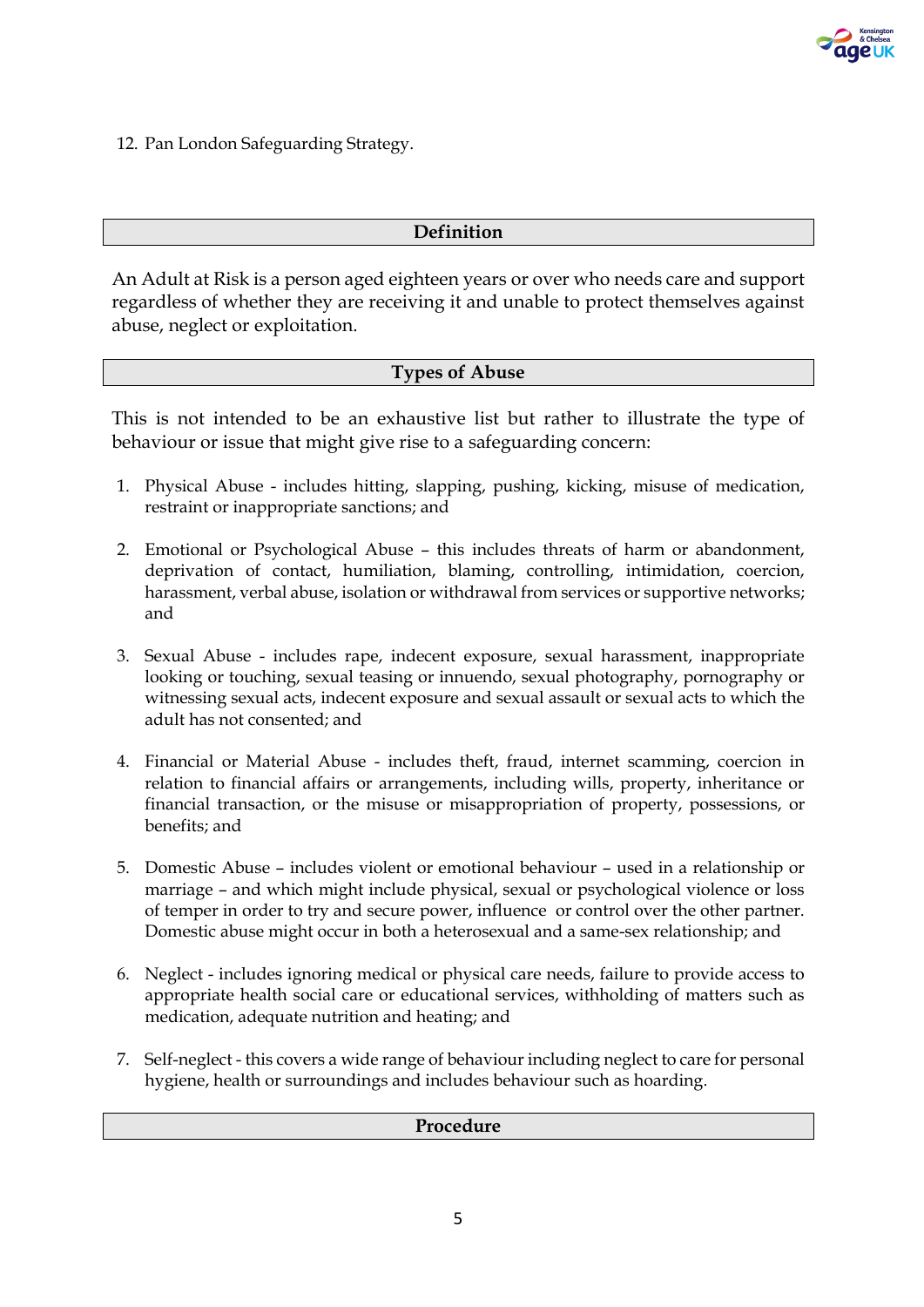12. Pan London Safeguarding Strategy.

## Definition

An Adult at Risk is a person aged eighteen years or over who needs care and support regardless of whether they are receiving it and unable to protect themselves against abuse, neglect or exploitation.

## Types of Abuse

This is not intended to be an exhaustive list but rather to illustrate the type of behaviour or issue that might give rise to a safeguarding concern:

1. Physical Abuse - includes hitting, slapping, pushing, kicking, misuse of medication, restraint or inappropriate sanctions; and

2. Emotional or Psychological Abuse – this includes threats of harm or abandonment, deprivation of contact, humiliation, blaming, controlling, intimidation, coercion, harassment, verbal abuse, isolation or withdrawal from services or supportive networks; and

3. Sexual Abuse - includes rape, indecent exposure, sexual harassment, inappropriate looking or touching, sexual teasing or innuendo, sexual photography, pornography or witnessing sexual acts, indecent exposure and sexual assault or sexual acts to which the adult has not consented; and

4. Financial or Material Abuse - includes theft, fraud, internet scamming, coercion in relation to financial affairs or arrangements, including wills, property, inheritance or financial transaction, or the misuse or misappropriation of property, possessions, or benefits; and

5. Domestic Abuse – includes violent or emotional behaviour – used in a relationship or marriage – and which might include physical, sexual or psychological violence or loss of temper in order to try and secure power, influence or control over the other partner. Domestic abuse might occur in both a heterosexual and a same-sex relationship; and

6. Neglect - includes ignoring medical or physical care needs, failure to provide access to appropriate health social care or educational services, withholding of matters such as medication, adequate nutrition and heating; and

7. Self-neglect - this covers a wide range of behaviour including neglect to care for personal hygiene, health or surroundings and includes behaviour such as hoarding.

## Procedure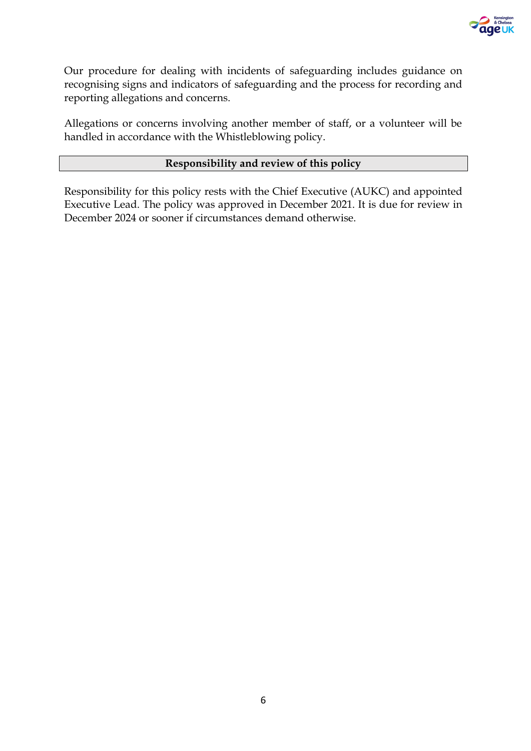Our procedure for dealing with incidents of safeguarding includes guidance on recognising signs and indicators of safeguarding and the process for recording and reporting allegations and concerns.

Allegations or concerns involving another member of staff, or a volunteer will be handled in accordance with the Whistleblowing policy.

## Responsibility and review of this policy

Responsibility for this policy rests with the Chief Executive (AUKC) and appointed Executive Lead. The policy was approved in December 2021. It is due for review in December 2024 or sooner if circumstances demand otherwise.